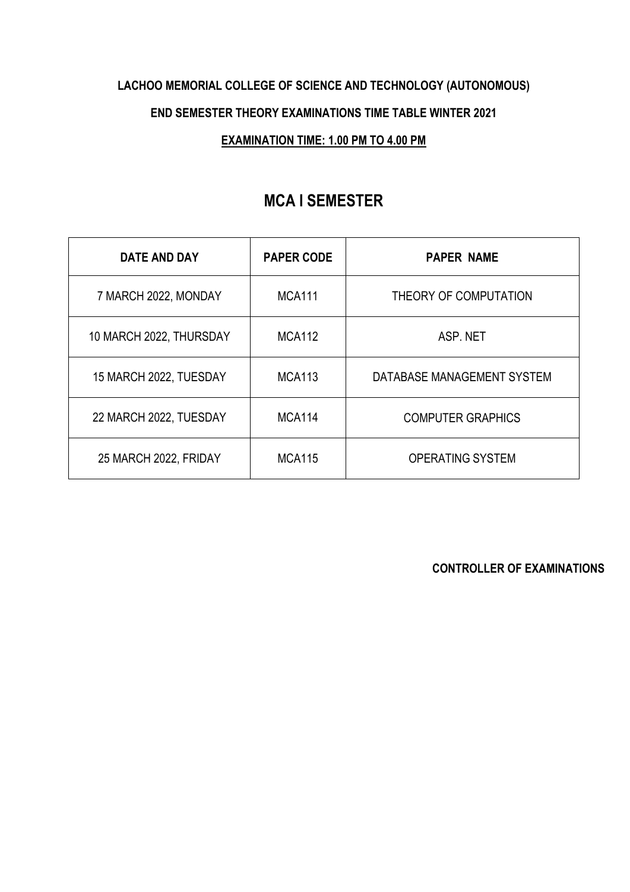**LACHOO MEMORIAL COLLEGE OF SCIENCE AND TECHNOLOGY (AUTONOMOUS)**

**END SEMESTER THEORY EXAMINATIONS TIME TABLE WINTER 2021**

**EXAMINATION TIME: 1.00 PM TO 4.00 PM**

# MCA I SEMESTER

| DATE AND DAY | PAPER CODE | PAPER NAME |
|---|---|---|
| 7 MARCH 2022, MONDAY | MCA111 | THEORY OF COMPUTATION |
| 10 MARCH 2022, THURSDAY | MCA112 | ASP. NET |
| 15 MARCH 2022, TUESDAY | MCA113 | DATABASE MANAGEMENT SYSTEM |
| 22 MARCH 2022, TUESDAY | MCA114 | COMPUTER GRAPHICS |
| 25 MARCH 2022, FRIDAY | MCA115 | OPERATING SYSTEM |

**CONTROLLER OF EXAMINATIONS**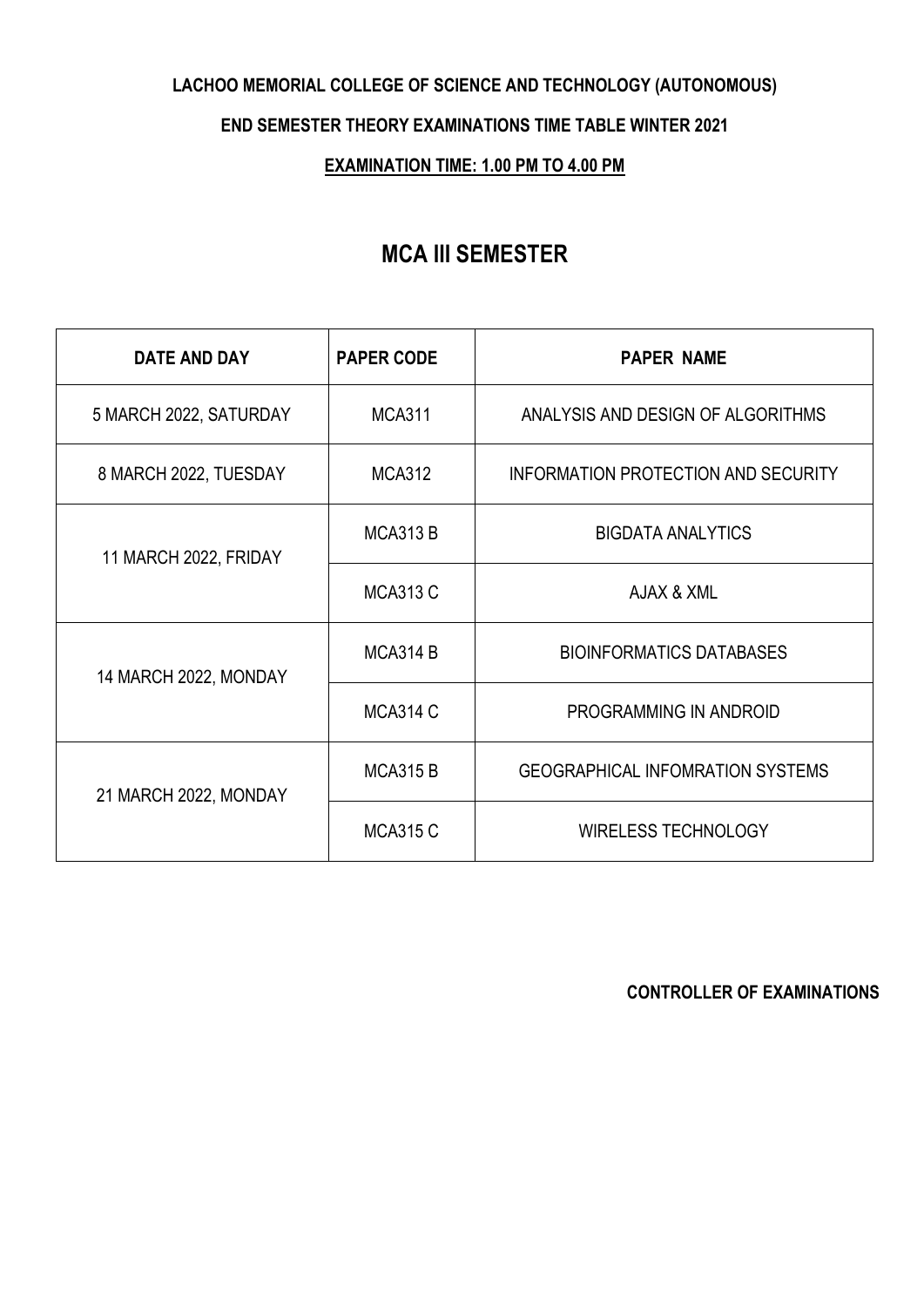**LACHOO MEMORIAL COLLEGE OF SCIENCE AND TECHNOLOGY (AUTONOMOUS)**

**END SEMESTER THEORY EXAMINATIONS TIME TABLE WINTER 2021**

**EXAMINATION TIME: 1.00 PM TO 4.00 PM**

# MCA III SEMESTER

| DATE AND DAY | PAPER CODE | PAPER NAME |
|---|---|---|
| 5 MARCH 2022, SATURDAY | MCA311 | ANALYSIS AND DESIGN OF ALGORITHMS |
| 8 MARCH 2022, TUESDAY | MCA312 | INFORMATION PROTECTION AND SECURITY |
| 11 MARCH 2022, FRIDAY | MCA313 B | BIGDATA ANALYTICS |
| | MCA313 C | AJAX & XML |
| 14 MARCH 2022, MONDAY | MCA314 B | BIOINFORMATICS DATABASES |
| | MCA314 C | PROGRAMMING IN ANDROID |
| 21 MARCH 2022, MONDAY | MCA315 B | GEOGRAPHICAL INFOMRATION SYSTEMS |
| | MCA315 C | WIRELESS TECHNOLOGY |

**CONTROLLER OF EXAMINATIONS**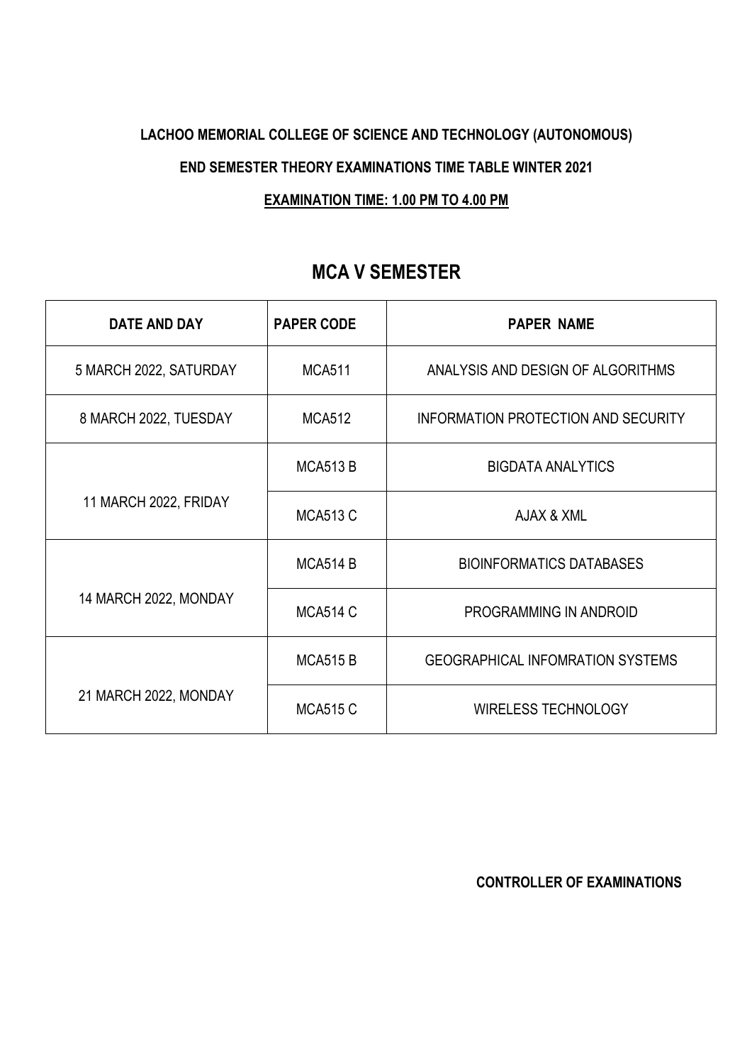**LACHOO MEMORIAL COLLEGE OF SCIENCE AND TECHNOLOGY (AUTONOMOUS)**

**END SEMESTER THEORY EXAMINATIONS TIME TABLE WINTER 2021**

**EXAMINATION TIME: 1.00 PM TO 4.00 PM**

# MCA V SEMESTER

| DATE AND DAY | PAPER CODE | PAPER NAME |
|---|---|---|
| 5 MARCH 2022, SATURDAY | MCA511 | ANALYSIS AND DESIGN OF ALGORITHMS |
| 8 MARCH 2022, TUESDAY | MCA512 | INFORMATION PROTECTION AND SECURITY |
| 11 MARCH 2022, FRIDAY | MCA513 B | BIGDATA ANALYTICS |
| | MCA513 C | AJAX & XML |
| 14 MARCH 2022, MONDAY | MCA514 B | BIOINFORMATICS DATABASES |
| | MCA514 C | PROGRAMMING IN ANDROID |
| 21 MARCH 2022, MONDAY | MCA515 B | GEOGRAPHICAL INFOMRATION SYSTEMS |
| | MCA515 C | WIRELESS TECHNOLOGY |

**CONTROLLER OF EXAMINATIONS**